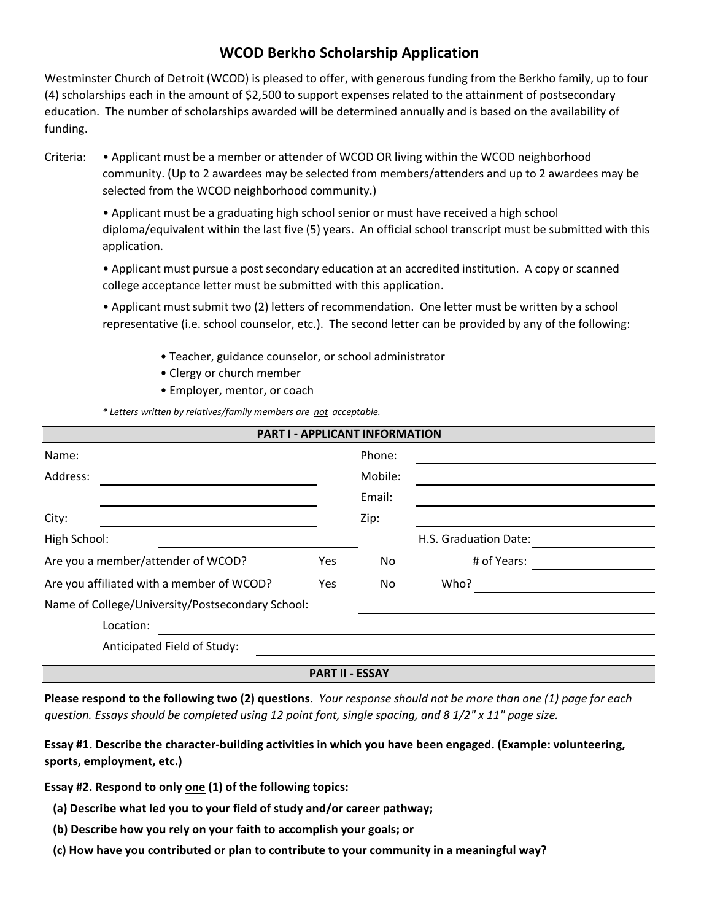# WCOD Berkho Scholarship Application

Westminster Church of Detroit (WCOD) is pleased to offer, with generous funding from the Berkho family, up to four (4) scholarships each in the amount of $2,500 to support expenses related to the attainment of postsecondary education. The number of scholarships awarded will be determined annually and is based on the availability of funding.

Criteria:

- Applicant must be a member or attender of WCOD OR living within the WCOD neighborhood community. (Up to 2 awardees may be selected from members/attenders and up to 2 awardees may be selected from the WCOD neighborhood community.)
- Applicant must be a graduating high school senior or must have received a high school diploma/equivalent within the last five (5) years. An official school transcript must be submitted with this application.
- Applicant must pursue a post secondary education at an accredited institution. A copy or scanned college acceptance letter must be submitted with this application.
- Applicant must submit two (2) letters of recommendation. One letter must be written by a school representative (i.e. school counselor, etc.). The second letter can be provided by any of the following:
  - Teacher, guidance counselor, or school administrator
  - Clergy or church member
  - Employer, mentor, or coach

*\* Letters written by relatives/family members are not acceptable.*

## PART I - APPLICANT INFORMATION

Name: ______________________ Phone: ______________________

Address: ______________________ Mobile: ______________________

______________________ Email: ______________________

City: ______________________ Zip: ______________________

High School: ______________________ H.S. Graduation Date: ______________________

Are you a member/attender of WCOD? Yes No # of Years: ______________________

Are you affiliated with a member of WCOD? Yes No Who? ______________________

Name of College/University/Postsecondary School: ______________________

Location: ______________________

Anticipated Field of Study: ______________________

## PART II - ESSAY

**Please respond to the following two (2) questions.** *Your response should not be more than one (1) page for each question. Essays should be completed using 12 point font, single spacing, and 8 1/2" x 11" page size.*

**Essay #1. Describe the character-building activities in which you have been engaged. (Example: volunteering, sports, employment, etc.)**

**Essay #2. Respond to only one (1) of the following topics:**

**(a) Describe what led you to your field of study and/or career pathway;**

**(b) Describe how you rely on your faith to accomplish your goals; or**

**(c) How have you contributed or plan to contribute to your community in a meaningful way?**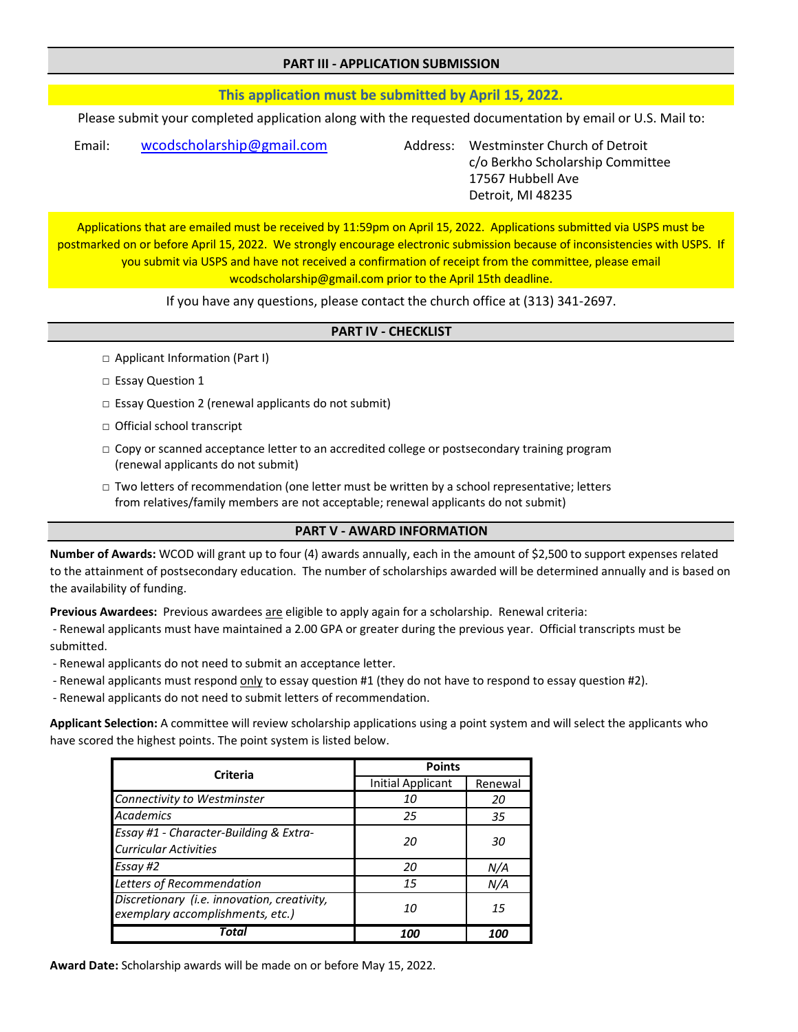## PART III - APPLICATION SUBMISSION

**This application must be submitted by April 15, 2022.**

Please submit your completed application along with the requested documentation by email or U.S. Mail to:

Email: wcodscholarship@gmail.com

Address: Westminster Church of Detroit
c/o Berkho Scholarship Committee
17567 Hubbell Ave
Detroit, MI 48235

Applications that are emailed must be received by 11:59pm on April 15, 2022. Applications submitted via USPS must be postmarked on or before April 15, 2022. We strongly encourage electronic submission because of inconsistencies with USPS. If you submit via USPS and have not received a confirmation of receipt from the committee, please email wcodscholarship@gmail.com prior to the April 15th deadline.

If you have any questions, please contact the church office at (313) 341-2697.

## PART IV - CHECKLIST

- □ Applicant Information (Part I)
- □ Essay Question 1
- □ Essay Question 2 (renewal applicants do not submit)
- □ Official school transcript
- □ Copy or scanned acceptance letter to an accredited college or postsecondary training program (renewal applicants do not submit)
- □ Two letters of recommendation (one letter must be written by a school representative; letters from relatives/family members are not acceptable; renewal applicants do not submit)

## PART V - AWARD INFORMATION

**Number of Awards:** WCOD will grant up to four (4) awards annually, each in the amount of $2,500 to support expenses related to the attainment of postsecondary education. The number of scholarships awarded will be determined annually and is based on the availability of funding.

**Previous Awardees:** Previous awardees are eligible to apply again for a scholarship. Renewal criteria:

- Renewal applicants must have maintained a 2.00 GPA or greater during the previous year. Official transcripts must be submitted.
- Renewal applicants do not need to submit an acceptance letter.
- Renewal applicants must respond only to essay question #1 (they do not have to respond to essay question #2).
- Renewal applicants do not need to submit letters of recommendation.

**Applicant Selection:** A committee will review scholarship applications using a point system and will select the applicants who have scored the highest points. The point system is listed below.

| Criteria | Points | |
|---|---|---|
| | Initial Applicant | Renewal |
| *Connectivity to Westminster* | *10* | *20* |
| *Academics* | *25* | *35* |
| *Essay #1 - Character-Building & Extra-Curricular Activities* | *20* | *30* |
| *Essay #2* | *20* | *N/A* |
| *Letters of Recommendation* | *15* | *N/A* |
| *Discretionary (i.e. innovation, creativity, exemplary accomplishments, etc.)* | *10* | *15* |
| ***Total*** | ***100*** | ***100*** |

**Award Date:** Scholarship awards will be made on or before May 15, 2022.